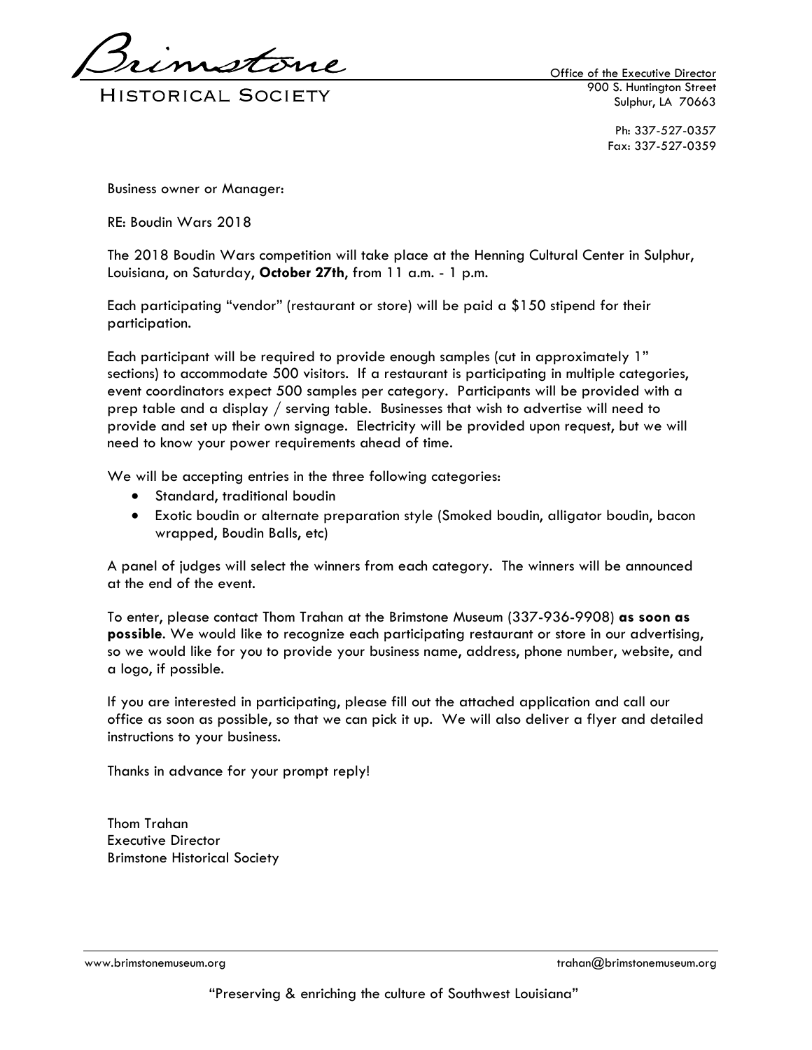# Brimstone

## Historical Society

Office of the Executive Director
900 S. Huntington Street
Sulphur, LA 70663

Ph: 337-527-0357
Fax: 337-527-0359

Business owner or Manager:

RE: Boudin Wars 2018

The 2018 Boudin Wars competition will take place at the Henning Cultural Center in Sulphur, Louisiana, on Saturday, **October 27th**, from 11 a.m. - 1 p.m.

Each participating "vendor" (restaurant or store) will be paid a $150 stipend for their participation.

Each participant will be required to provide enough samples (cut in approximately 1" sections) to accommodate 500 visitors. If a restaurant is participating in multiple categories, event coordinators expect 500 samples per category. Participants will be provided with a prep table and a display / serving table. Businesses that wish to advertise will need to provide and set up their own signage. Electricity will be provided upon request, but we will need to know your power requirements ahead of time.

We will be accepting entries in the three following categories:

- Standard, traditional boudin
- Exotic boudin or alternate preparation style (Smoked boudin, alligator boudin, bacon wrapped, Boudin Balls, etc)

A panel of judges will select the winners from each category. The winners will be announced at the end of the event.

To enter, please contact Thom Trahan at the Brimstone Museum (337-936-9908) **as soon as possible**. We would like to recognize each participating restaurant or store in our advertising, so we would like for you to provide your business name, address, phone number, website, and a logo, if possible.

If you are interested in participating, please fill out the attached application and call our office as soon as possible, so that we can pick it up. We will also deliver a flyer and detailed instructions to your business.

Thanks in advance for your prompt reply!

Thom Trahan
Executive Director
Brimstone Historical Society

www.brimstonemuseum.org trahan@brimstonemuseum.org

"Preserving & enriching the culture of Southwest Louisiana"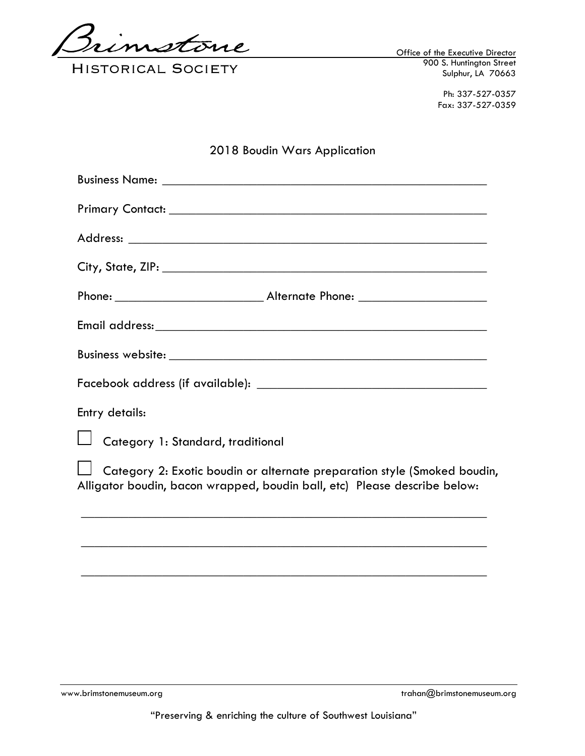Brimstone

HISTORICAL SOCIETY

Office of the Executive Director
900 S. Huntington Street
Sulphur, LA 70663

Ph: 337-527-0357
Fax: 337-527-0359

## 2018 Boudin Wars Application

Business Name: ______________________________________________

Primary Contact: ______________________________________________

Address: ______________________________________________

City, State, ZIP: ______________________________________________

Phone: ______________________ Alternate Phone: ____________________

Email address: ______________________________________________

Business website: ______________________________________________

Facebook address (if available): ___________________________________

Entry details:

☐ Category 1: Standard, traditional

☐ Category 2: Exotic boudin or alternate preparation style (Smoked boudin, Alligator boudin, bacon wrapped, boudin ball, etc) Please describe below:

______________________________________________________________

______________________________________________________________

______________________________________________________________

www.brimstonemuseum.org

trahan@brimstonemuseum.org

"Preserving & enriching the culture of Southwest Louisiana"